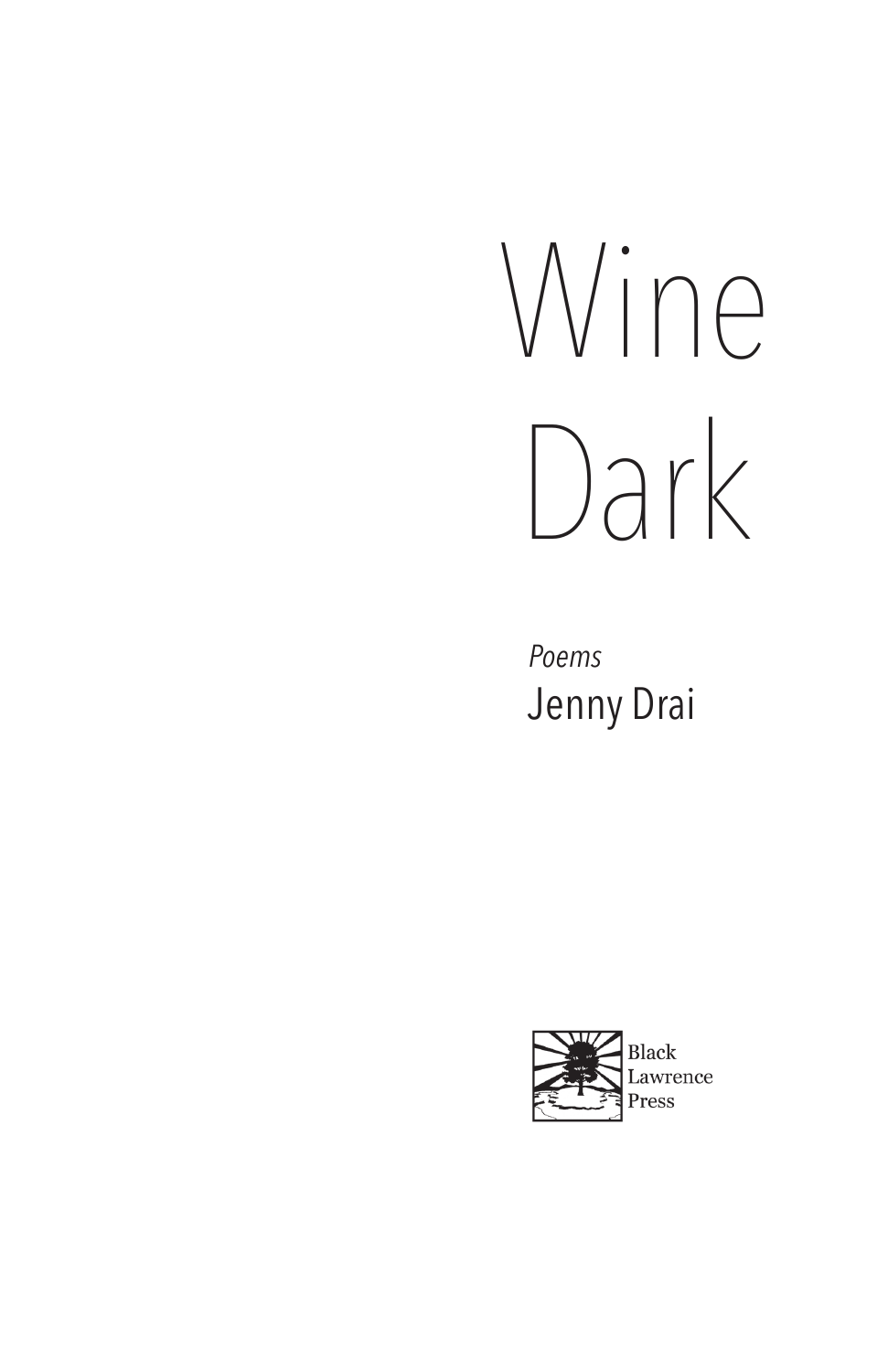# Wine Dark

*Poems*

Jenny Drai

Black Lawrence Press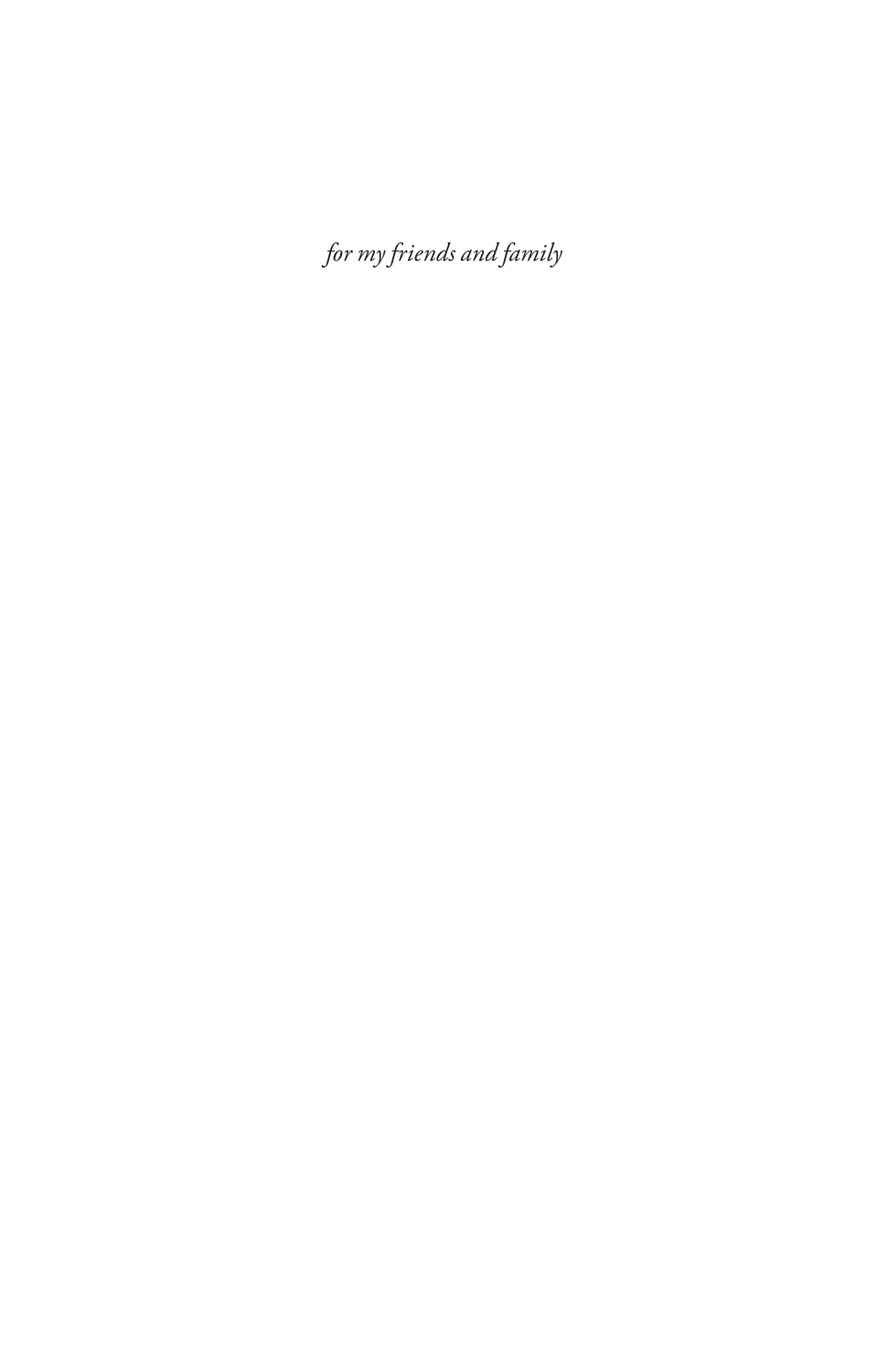*for my friends and family*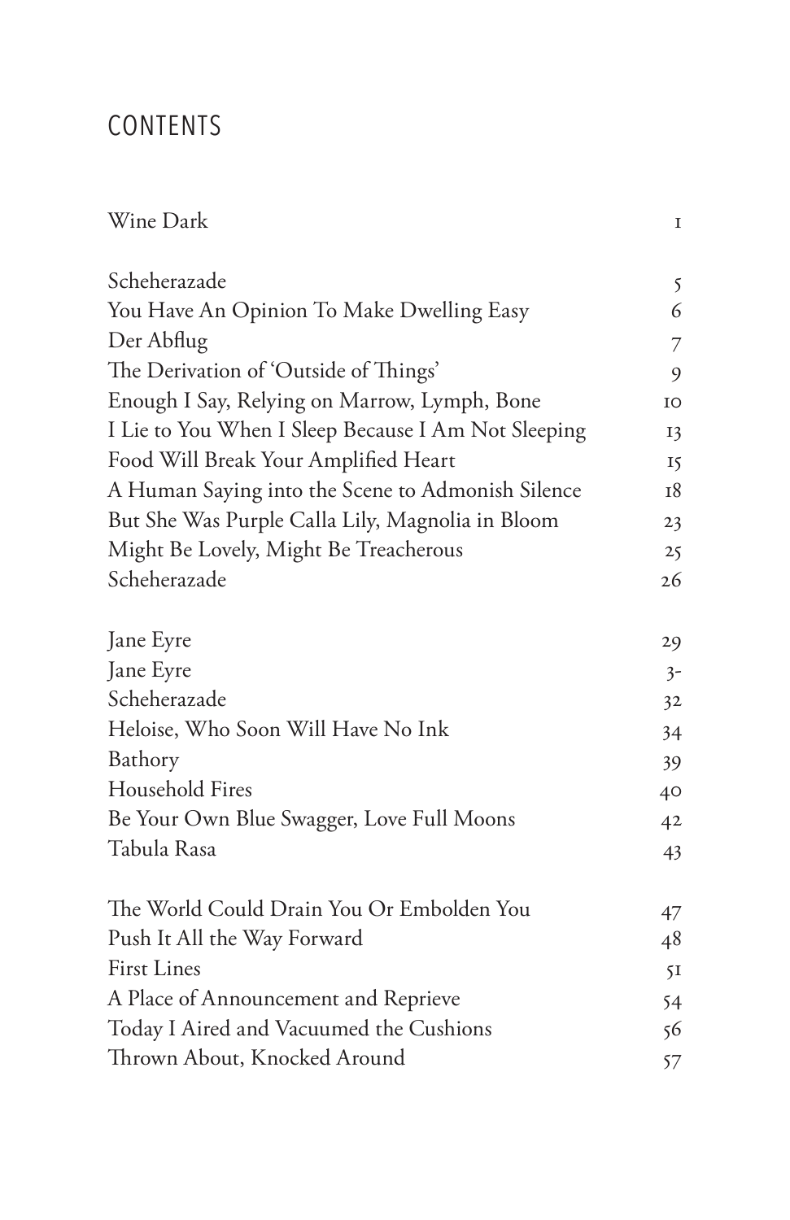# CONTENTS

| | |
|---|---|
| Wine Dark | 1 |
| | |
| Scheherazade | 5 |
| You Have An Opinion To Make Dwelling Easy | 6 |
| Der Abflug | 7 |
| The Derivation of 'Outside of Things' | 9 |
| Enough I Say, Relying on Marrow, Lymph, Bone | 10 |
| I Lie to You When I Sleep Because I Am Not Sleeping | 13 |
| Food Will Break Your Amplified Heart | 15 |
| A Human Saying into the Scene to Admonish Silence | 18 |
| But She Was Purple Calla Lily, Magnolia in Bloom | 23 |
| Might Be Lovely, Might Be Treacherous | 25 |
| Scheherazade | 26 |
| | |
| Jane Eyre | 29 |
| Jane Eyre | 3- |
| Scheherazade | 32 |
| Heloise, Who Soon Will Have No Ink | 34 |
| Bathory | 39 |
| Household Fires | 40 |
| Be Your Own Blue Swagger, Love Full Moons | 42 |
| Tabula Rasa | 43 |
| | |
| The World Could Drain You Or Embolden You | 47 |
| Push It All the Way Forward | 48 |
| First Lines | 51 |
| A Place of Announcement and Reprieve | 54 |
| Today I Aired and Vacuumed the Cushions | 56 |
| Thrown About, Knocked Around | 57 |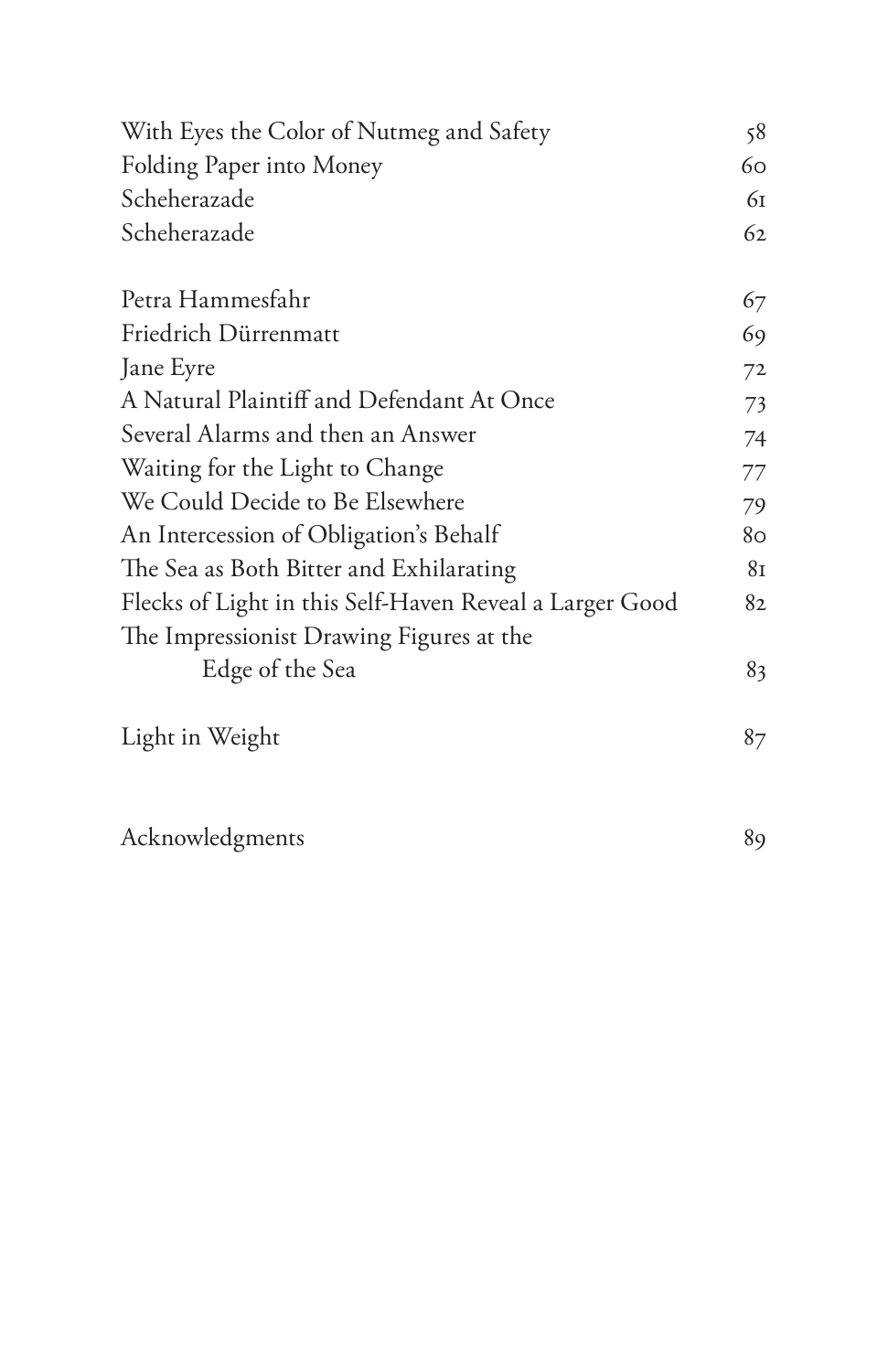With Eyes the Color of Nutmeg and Safety 58
Folding Paper into Money 60
Scheherazade 61
Scheherazade 62

Petra Hammesfahr 67
Friedrich Dürrenmatt 69
Jane Eyre 72
A Natural Plaintiff and Defendant At Once 73
Several Alarms and then an Answer 74
Waiting for the Light to Change 77
We Could Decide to Be Elsewhere 79
An Intercession of Obligation's Behalf 80
The Sea as Both Bitter and Exhilarating 81
Flecks of Light in this Self-Haven Reveal a Larger Good 82
The Impressionist Drawing Figures at the Edge of the Sea 83

Light in Weight 87

Acknowledgments 89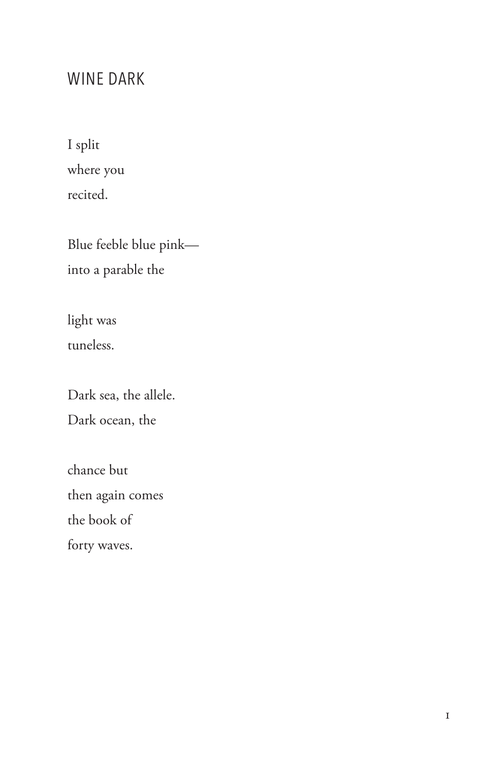# WINE DARK

I split  
where you  
recited.

Blue feeble blue pink—  
into a parable the

light was  
tuneless.

Dark sea, the allele.  
Dark ocean, the

chance but  
then again comes  
the book of  
forty waves.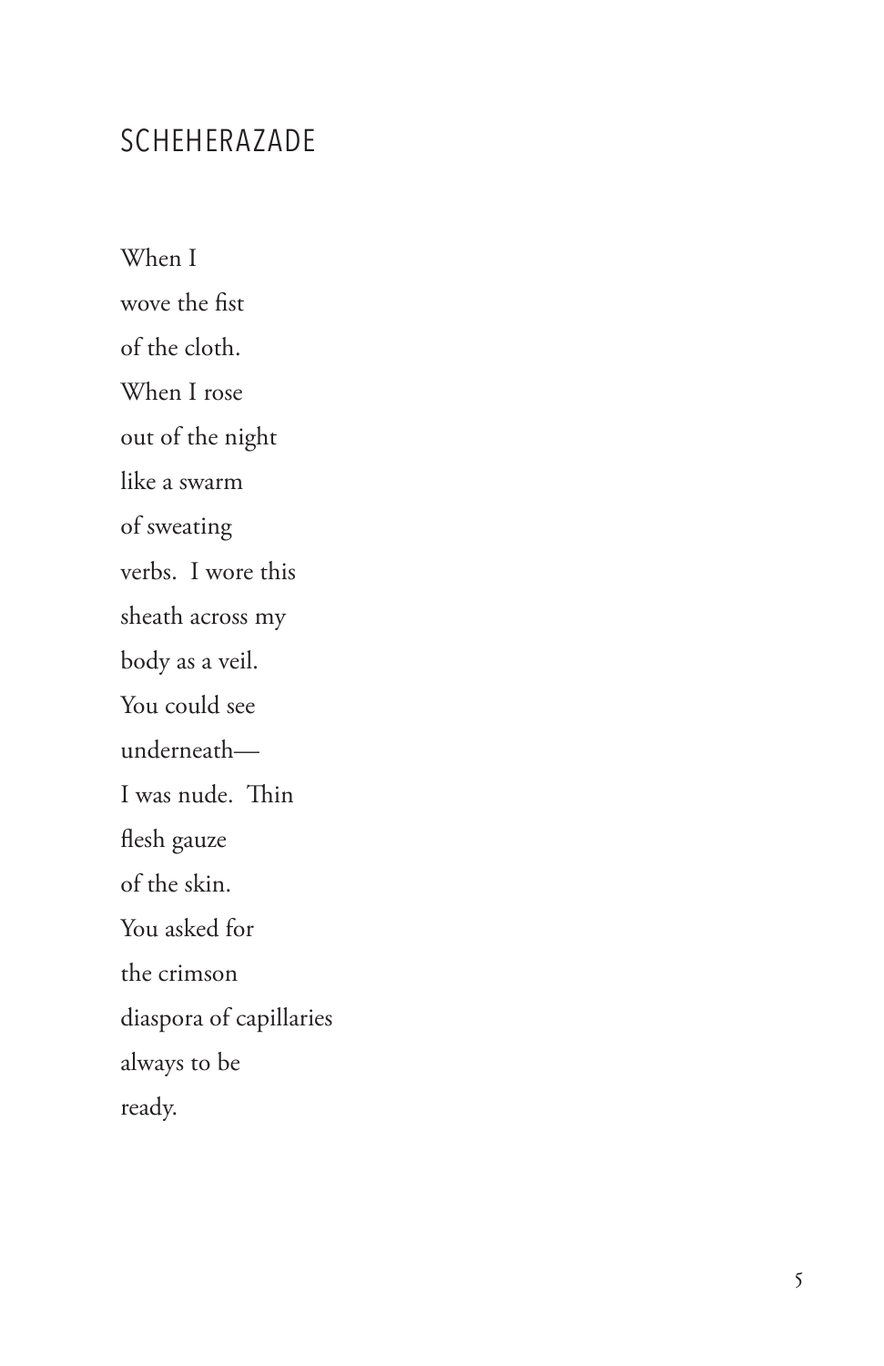## SCHEHERAZADE

When I  
wove the fist  
of the cloth.  
When I rose  
out of the night  
like a swarm  
of sweating  
verbs. I wore this  
sheath across my  
body as a veil.  
You could see  
underneath—  
I was nude. Thin  
flesh gauze  
of the skin.  
You asked for  
the crimson  
diaspora of capillaries  
always to be  
ready.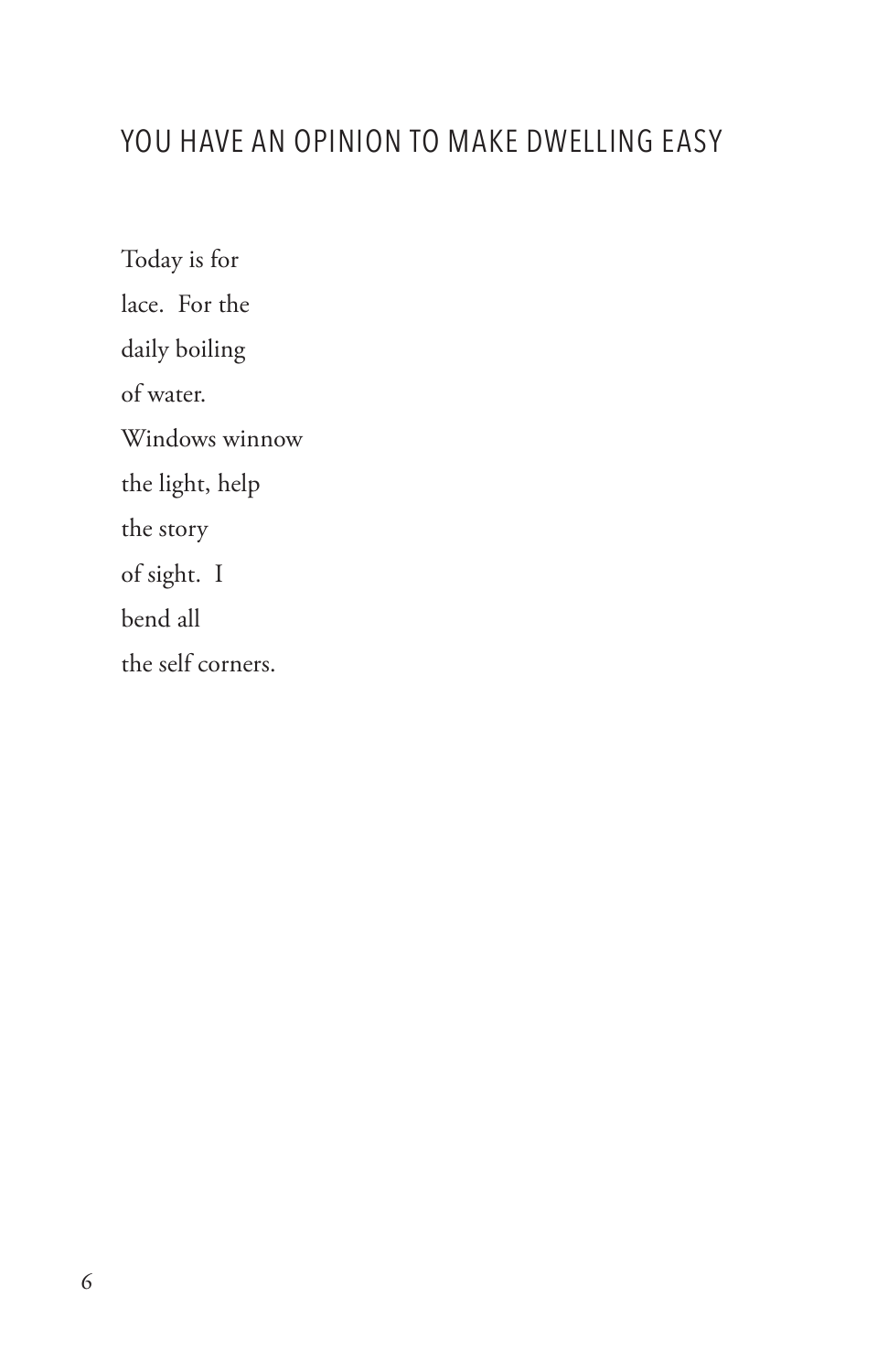## YOU HAVE AN OPINION TO MAKE DWELLING EASY

Today is for  
lace.  For the  
daily boiling  
of water.  
Windows winnow  
the light, help  
the story  
of sight.  I  
bend all  
the self corners.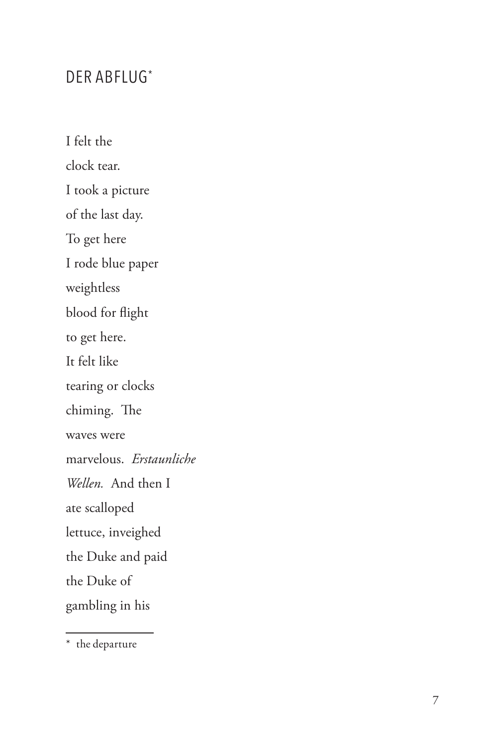# DER ABFLUG*

I felt the
clock tear.
I took a picture
of the last day.
To get here
I rode blue paper
weightless
blood for flight
to get here.
It felt like
tearing or clocks
chiming. The
waves were
marvelous. *Erstaunliche*
*Wellen.* And then I
ate scalloped
lettuce, inveighed
the Duke and paid
the Duke of
gambling in his

---

* the departure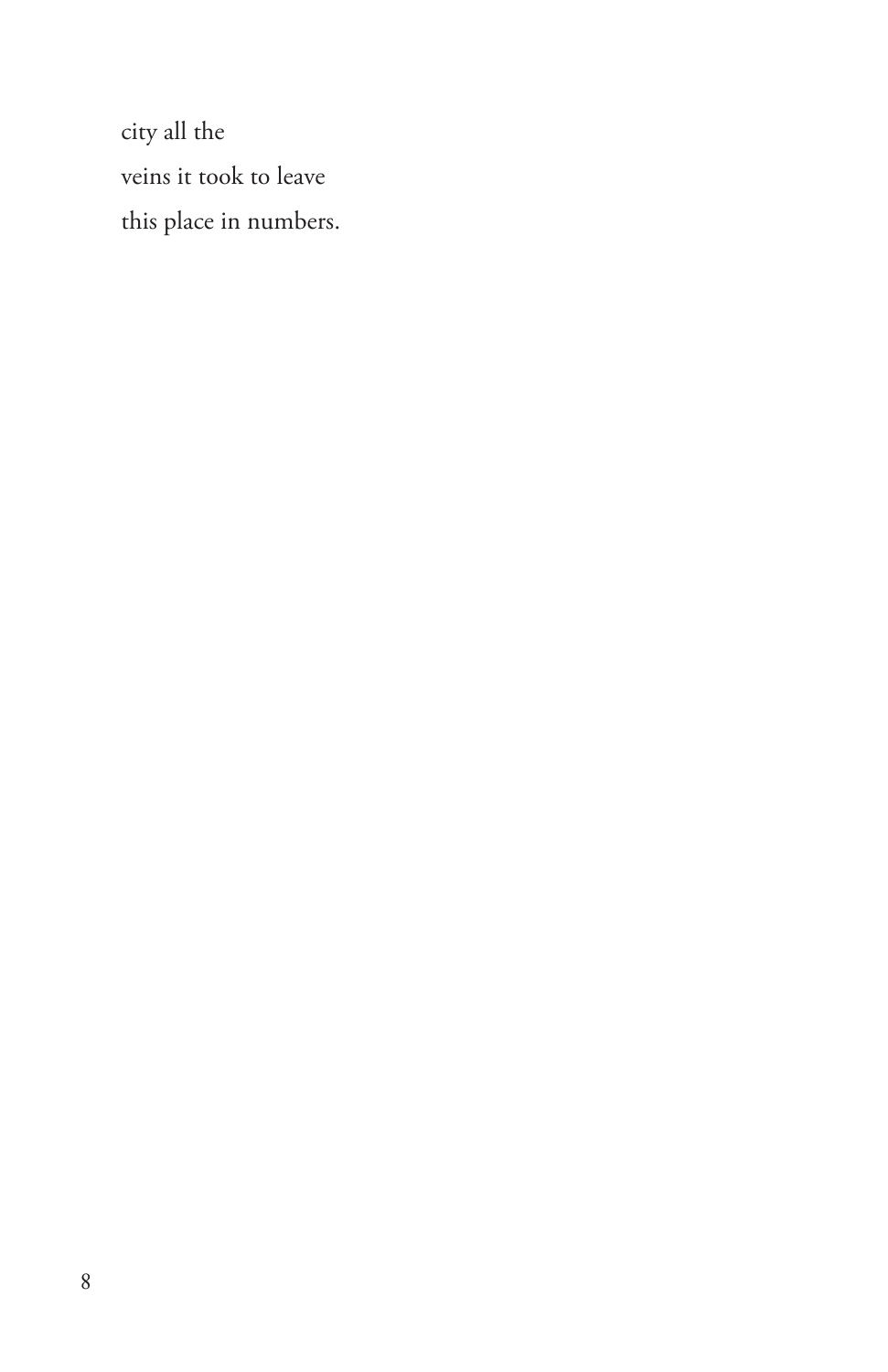city all the

veins it took to leave

this place in numbers.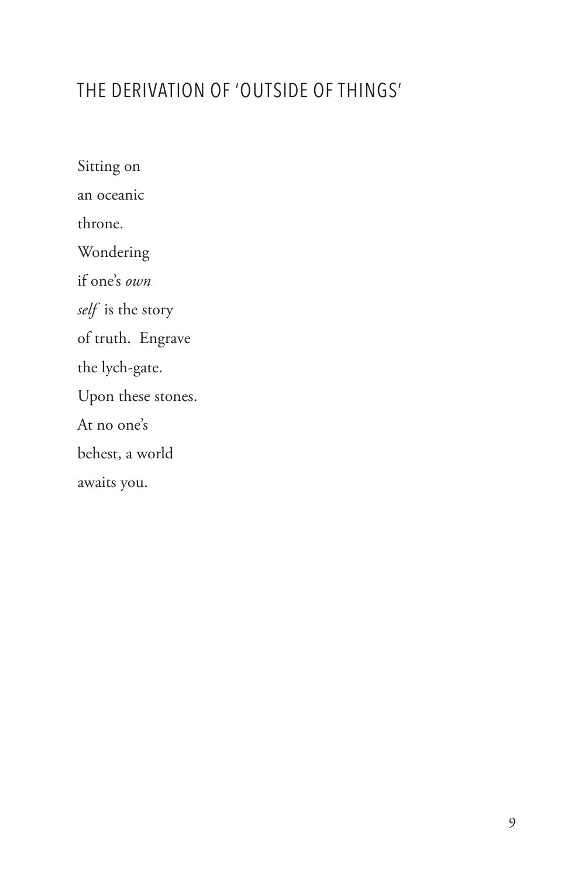## THE DERIVATION OF 'OUTSIDE OF THINGS'

Sitting on  
an oceanic  
throne.  
Wondering  
if one's *own*  
*self* is the story  
of truth. Engrave  
the lych-gate.  
Upon these stones.  
At no one's  
behest, a world  
awaits you.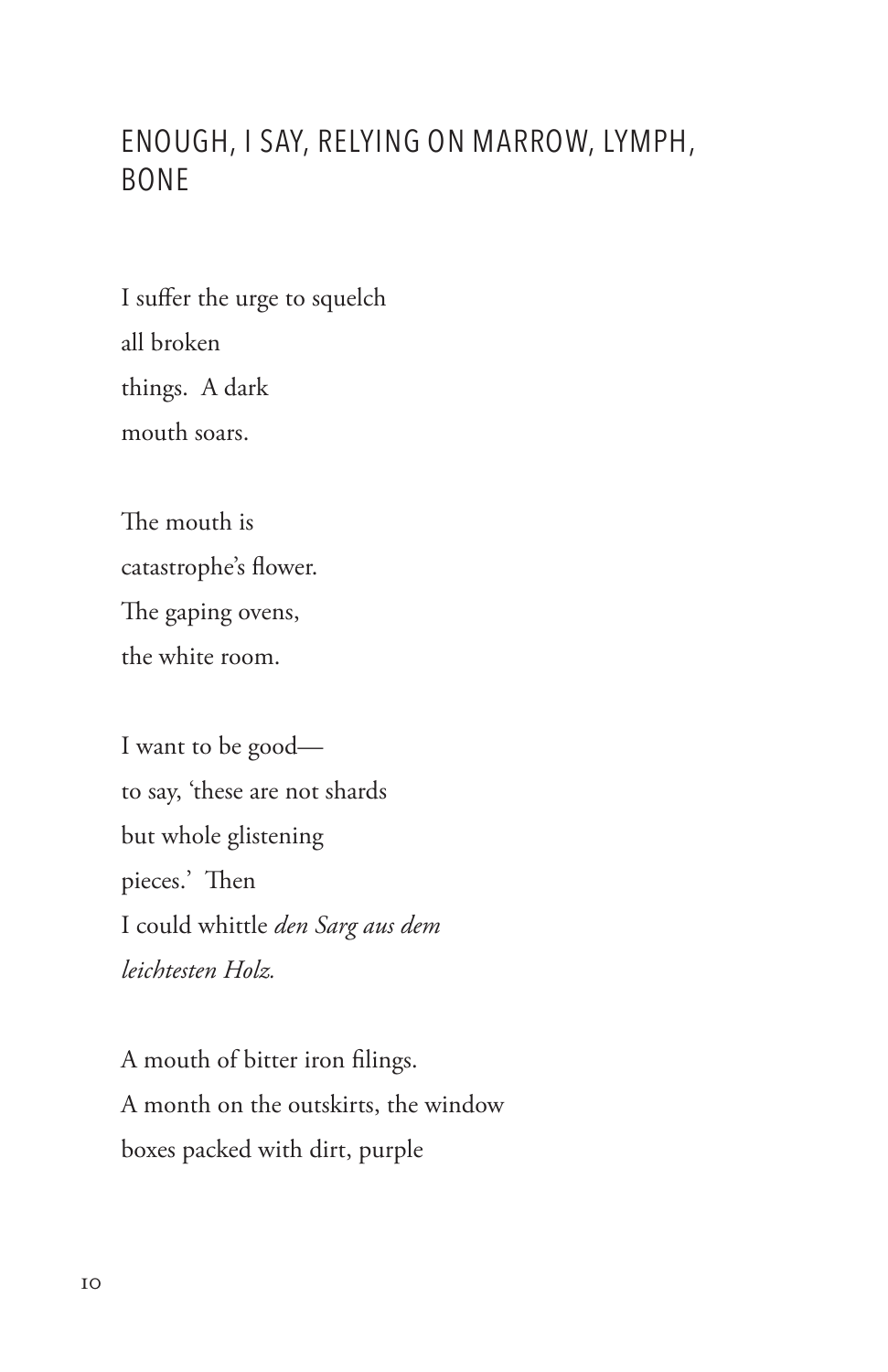# ENOUGH, I SAY, RELYING ON MARROW, LYMPH, BONE

I suffer the urge to squelch  
all broken  
things.  A dark  
mouth soars.

The mouth is  
catastrophe's flower.  
The gaping ovens,  
the white room.

I want to be good—  
to say, 'these are not shards  
but whole glistening  
pieces.'  Then  
I could whittle *den Sarg aus dem*  
*leichtesten Holz.*

A mouth of bitter iron filings.  
A month on the outskirts, the window  
boxes packed with dirt, purple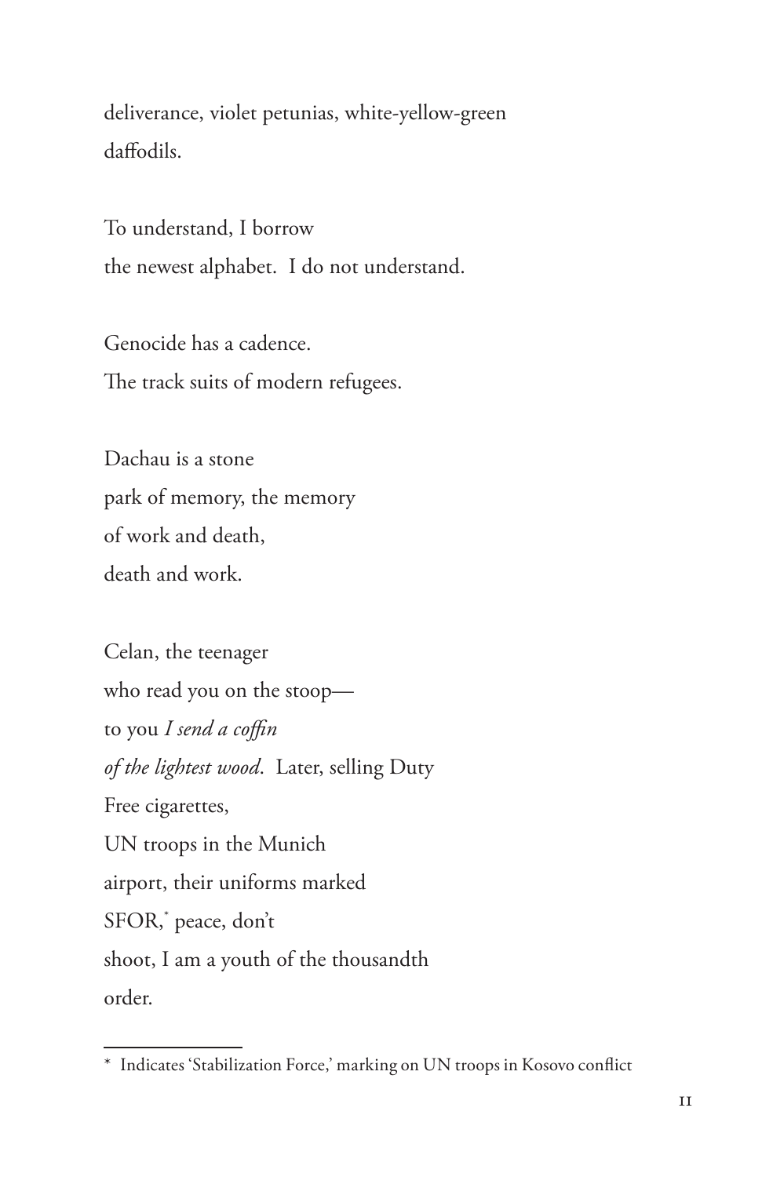deliverance, violet petunias, white-yellow-green  
daffodils.

To understand, I borrow  
the newest alphabet.  I do not understand.

Genocide has a cadence.  
The track suits of modern refugees.

Dachau is a stone  
park of memory, the memory  
of work and death,  
death and work.

Celan, the teenager  
who read you on the stoop—  
to you *I send a coffin*  
*of the lightest wood*.  Later, selling Duty  
Free cigarettes,  
UN troops in the Munich  
airport, their uniforms marked  
SFOR,[*] peace, don't  
shoot, I am a youth of the thousandth  
order.

---

[*] Indicates 'Stabilization Force,' marking on UN troops in Kosovo conflict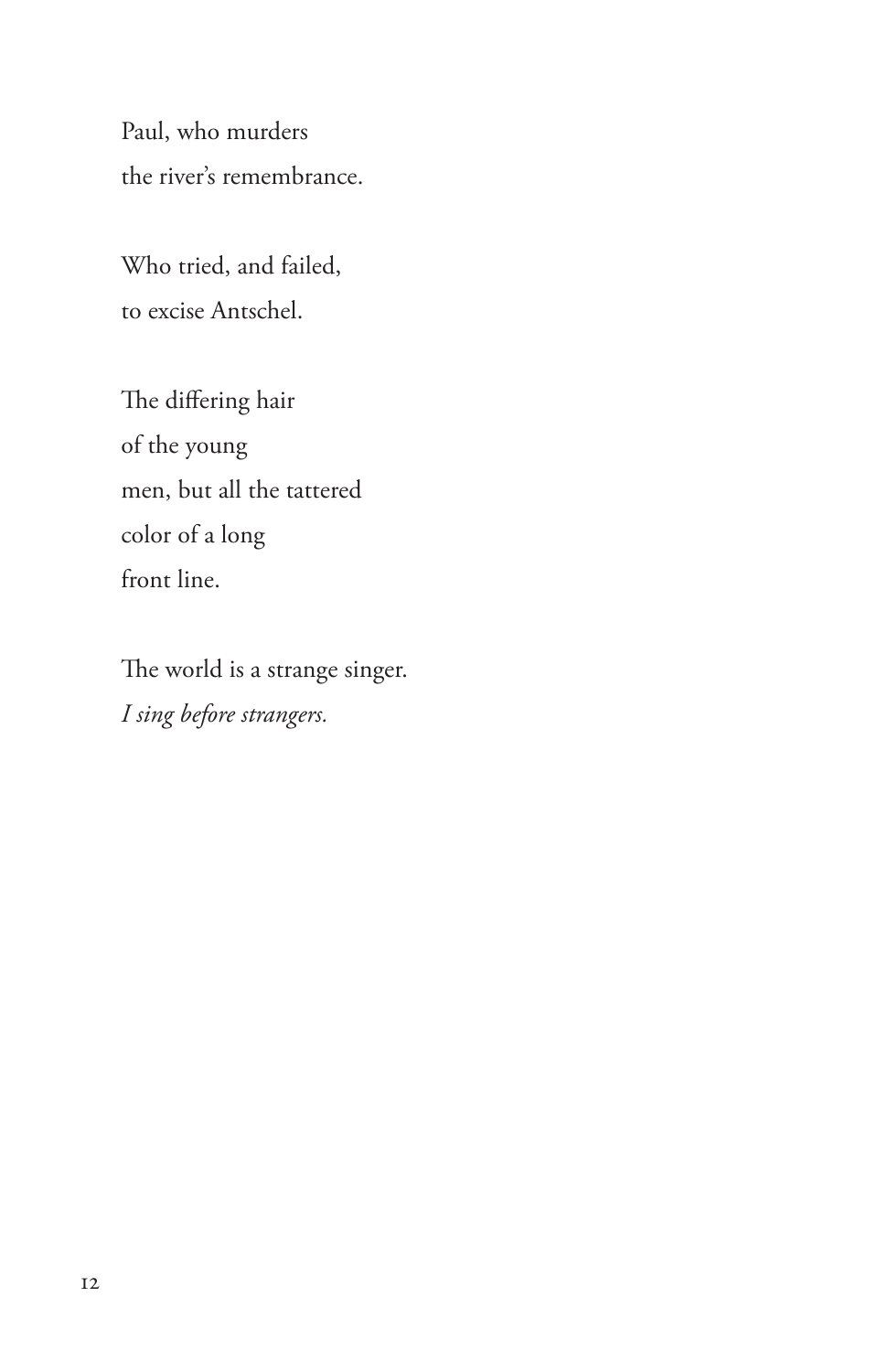Paul, who murders
the river's remembrance.

Who tried, and failed,
to excise Antschel.

The differing hair
of the young
men, but all the tattered
color of a long
front line.

The world is a strange singer.
*I sing before strangers.*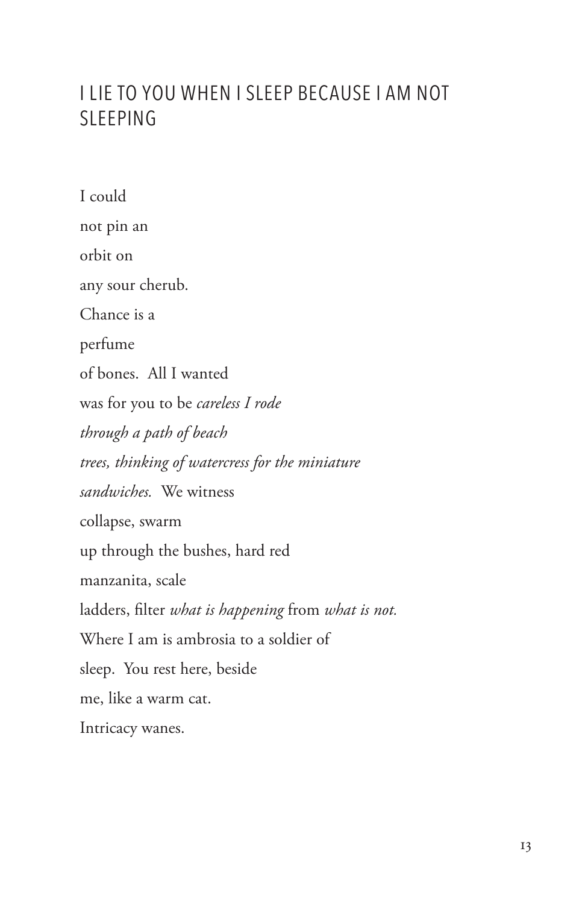# I LIE TO YOU WHEN I SLEEP BECAUSE I AM NOT SLEEPING

I could  
not pin an  
orbit on  
any sour cherub.  
Chance is a  
perfume  
of bones.  All I wanted  
was for you to be *careless I rode*  
*through a path of beach*  
*trees, thinking of watercress for the miniature*  
*sandwiches.*  We witness  
collapse, swarm  
up through the bushes, hard red  
manzanita, scale  
ladders, filter *what is happening* from *what is not.*  
Where I am is ambrosia to a soldier of  
sleep.  You rest here, beside  
me, like a warm cat.  
Intricacy wanes.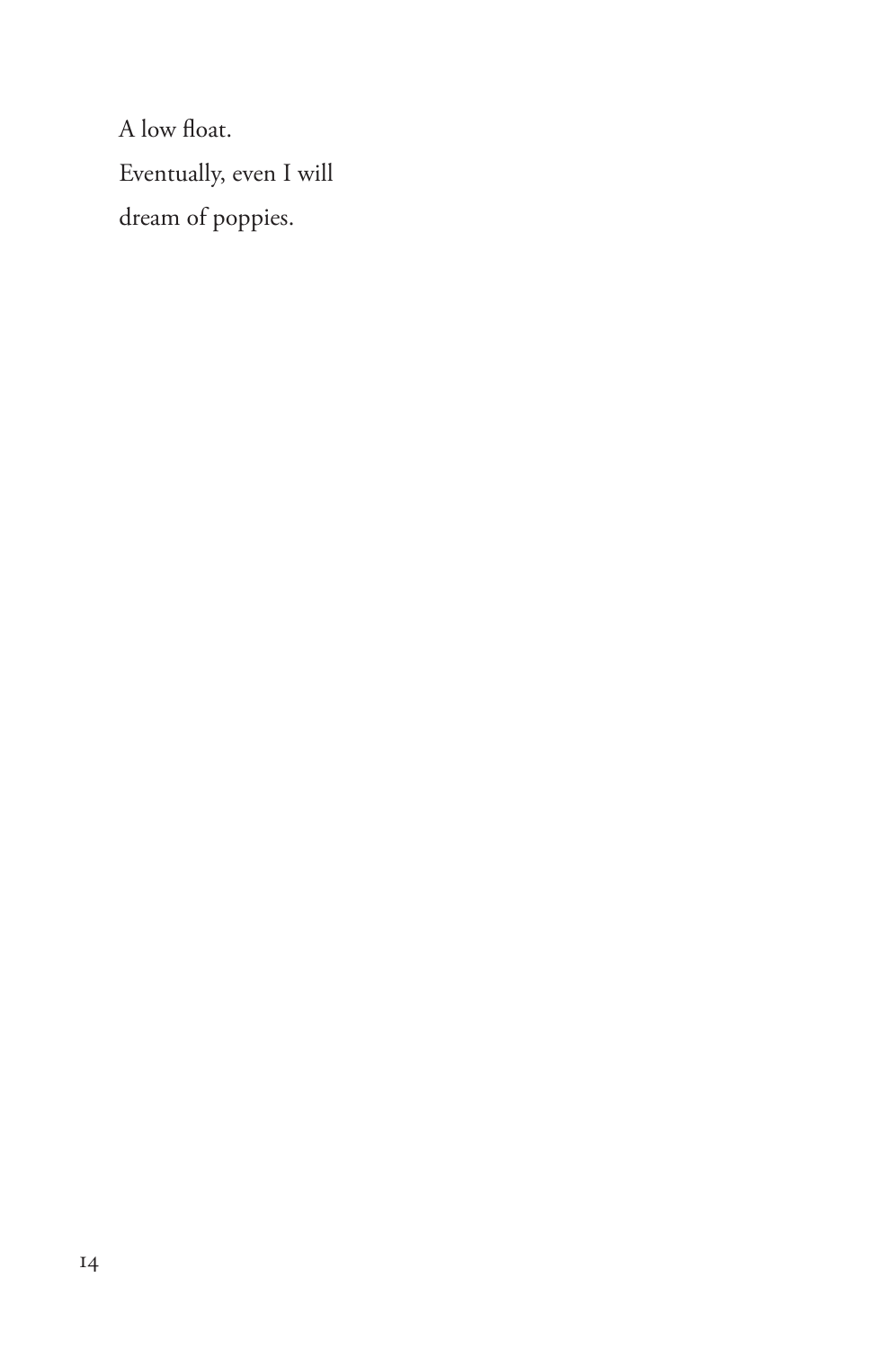A low float.

Eventually, even I will

dream of poppies.